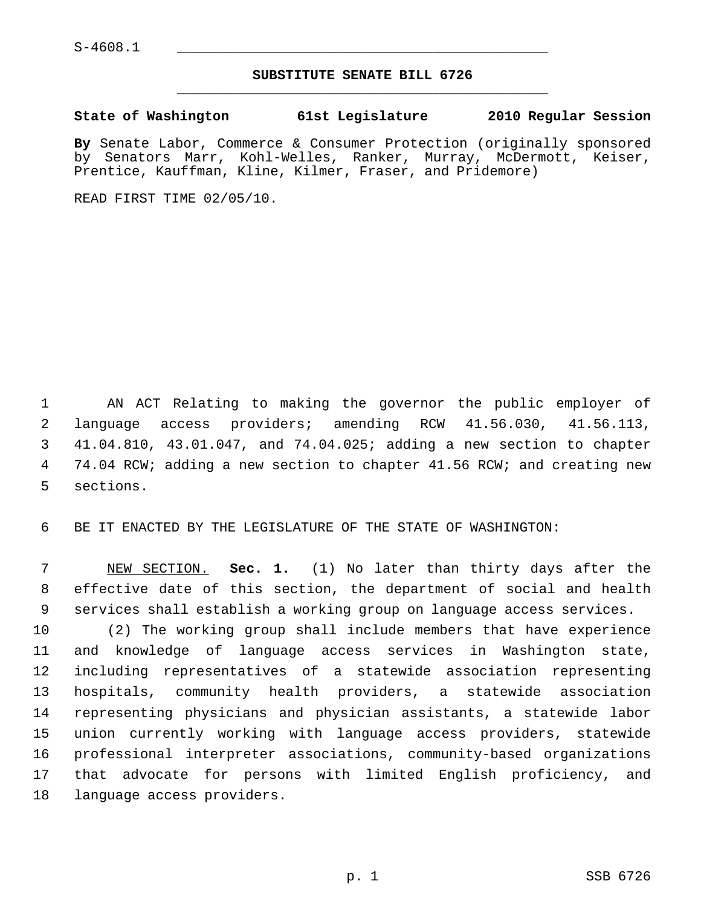S-4608.1

# SUBSTITUTE SENATE BILL 6726

**State of Washington 61st Legislature 2010 Regular Session**

**By** Senate Labor, Commerce & Consumer Protection (originally sponsored by Senators Marr, Kohl-Welles, Ranker, Murray, McDermott, Keiser, Prentice, Kauffman, Kline, Kilmer, Fraser, and Pridemore)

READ FIRST TIME 02/05/10.

AN ACT Relating to making the governor the public employer of language access providers; amending RCW 41.56.030, 41.56.113, 41.04.810, 43.01.047, and 74.04.025; adding a new section to chapter 74.04 RCW; adding a new section to chapter 41.56 RCW; and creating new sections.

BE IT ENACTED BY THE LEGISLATURE OF THE STATE OF WASHINGTON:

NEW SECTION. **Sec. 1.** (1) No later than thirty days after the effective date of this section, the department of social and health services shall establish a working group on language access services.

(2) The working group shall include members that have experience and knowledge of language access services in Washington state, including representatives of a statewide association representing hospitals, community health providers, a statewide association representing physicians and physician assistants, a statewide labor union currently working with language access providers, statewide professional interpreter associations, community-based organizations that advocate for persons with limited English proficiency, and language access providers.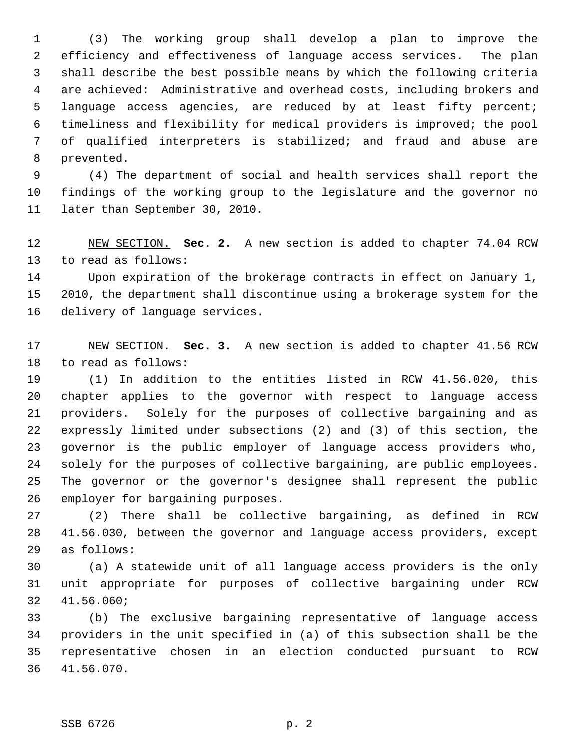(3) The working group shall develop a plan to improve the efficiency and effectiveness of language access services. The plan shall describe the best possible means by which the following criteria are achieved: Administrative and overhead costs, including brokers and language access agencies, are reduced by at least fifty percent; timeliness and flexibility for medical providers is improved; the pool of qualified interpreters is stabilized; and fraud and abuse are prevented.

(4) The department of social and health services shall report the findings of the working group to the legislature and the governor no later than September 30, 2010.

NEW SECTION. **Sec. 2.** A new section is added to chapter 74.04 RCW to read as follows:

Upon expiration of the brokerage contracts in effect on January 1, 2010, the department shall discontinue using a brokerage system for the delivery of language services.

NEW SECTION. **Sec. 3.** A new section is added to chapter 41.56 RCW to read as follows:

(1) In addition to the entities listed in RCW 41.56.020, this chapter applies to the governor with respect to language access providers. Solely for the purposes of collective bargaining and as expressly limited under subsections (2) and (3) of this section, the governor is the public employer of language access providers who, solely for the purposes of collective bargaining, are public employees. The governor or the governor's designee shall represent the public employer for bargaining purposes.

(2) There shall be collective bargaining, as defined in RCW 41.56.030, between the governor and language access providers, except as follows:

(a) A statewide unit of all language access providers is the only unit appropriate for purposes of collective bargaining under RCW 41.56.060;

(b) The exclusive bargaining representative of language access providers in the unit specified in (a) of this subsection shall be the representative chosen in an election conducted pursuant to RCW 41.56.070.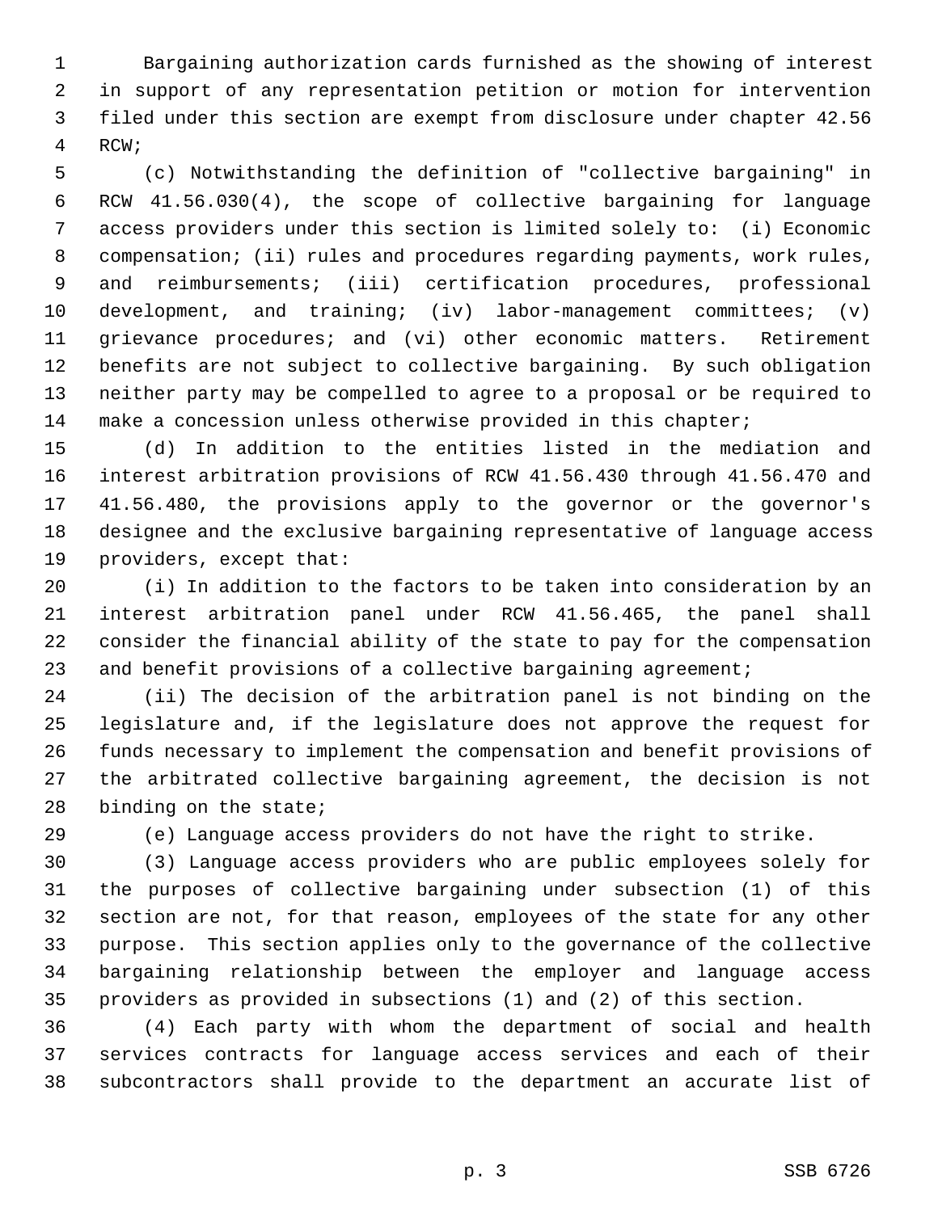Bargaining authorization cards furnished as the showing of interest in support of any representation petition or motion for intervention filed under this section are exempt from disclosure under chapter 42.56 RCW;

(c) Notwithstanding the definition of "collective bargaining" in RCW 41.56.030(4), the scope of collective bargaining for language access providers under this section is limited solely to: (i) Economic compensation; (ii) rules and procedures regarding payments, work rules, and reimbursements; (iii) certification procedures, professional development, and training; (iv) labor-management committees; (v) grievance procedures; and (vi) other economic matters. Retirement benefits are not subject to collective bargaining. By such obligation neither party may be compelled to agree to a proposal or be required to make a concession unless otherwise provided in this chapter;

(d) In addition to the entities listed in the mediation and interest arbitration provisions of RCW 41.56.430 through 41.56.470 and 41.56.480, the provisions apply to the governor or the governor's designee and the exclusive bargaining representative of language access providers, except that:

(i) In addition to the factors to be taken into consideration by an interest arbitration panel under RCW 41.56.465, the panel shall consider the financial ability of the state to pay for the compensation and benefit provisions of a collective bargaining agreement;

(ii) The decision of the arbitration panel is not binding on the legislature and, if the legislature does not approve the request for funds necessary to implement the compensation and benefit provisions of the arbitrated collective bargaining agreement, the decision is not binding on the state;

(e) Language access providers do not have the right to strike.

(3) Language access providers who are public employees solely for the purposes of collective bargaining under subsection (1) of this section are not, for that reason, employees of the state for any other purpose. This section applies only to the governance of the collective bargaining relationship between the employer and language access providers as provided in subsections (1) and (2) of this section.

(4) Each party with whom the department of social and health services contracts for language access services and each of their subcontractors shall provide to the department an accurate list of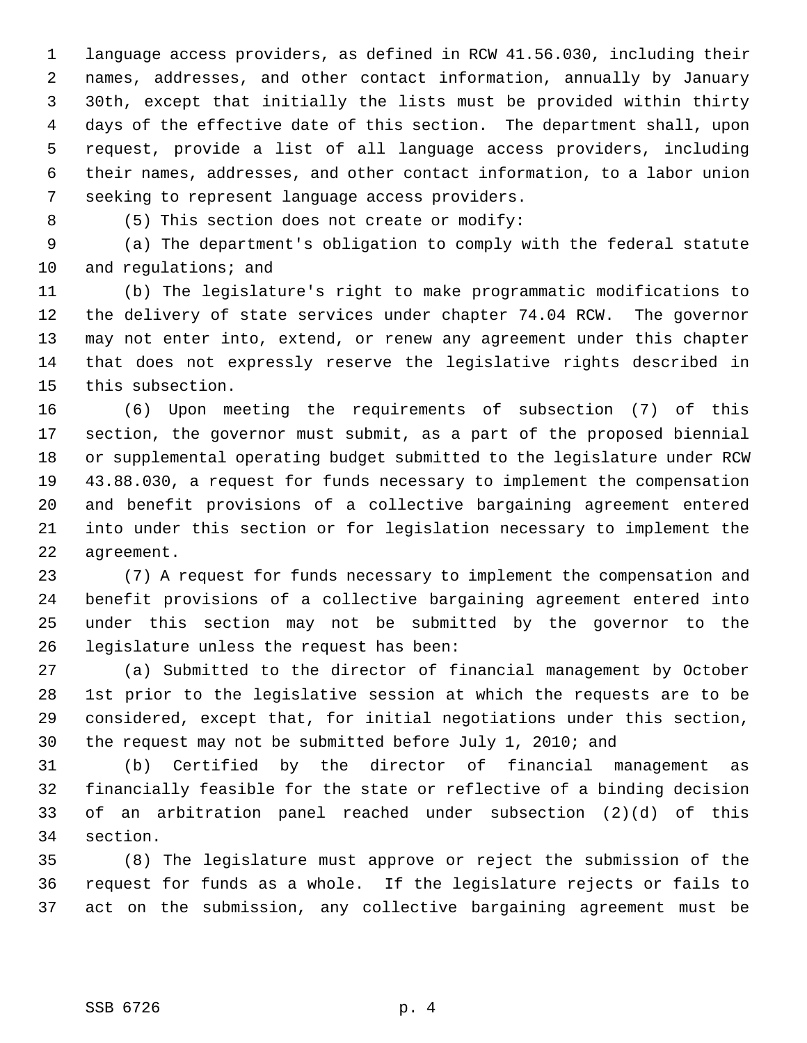language access providers, as defined in RCW 41.56.030, including their names, addresses, and other contact information, annually by January 30th, except that initially the lists must be provided within thirty days of the effective date of this section. The department shall, upon request, provide a list of all language access providers, including their names, addresses, and other contact information, to a labor union seeking to represent language access providers.

(5) This section does not create or modify:

(a) The department's obligation to comply with the federal statute and regulations; and

(b) The legislature's right to make programmatic modifications to the delivery of state services under chapter 74.04 RCW. The governor may not enter into, extend, or renew any agreement under this chapter that does not expressly reserve the legislative rights described in this subsection.

(6) Upon meeting the requirements of subsection (7) of this section, the governor must submit, as a part of the proposed biennial or supplemental operating budget submitted to the legislature under RCW 43.88.030, a request for funds necessary to implement the compensation and benefit provisions of a collective bargaining agreement entered into under this section or for legislation necessary to implement the agreement.

(7) A request for funds necessary to implement the compensation and benefit provisions of a collective bargaining agreement entered into under this section may not be submitted by the governor to the legislature unless the request has been:

(a) Submitted to the director of financial management by October 1st prior to the legislative session at which the requests are to be considered, except that, for initial negotiations under this section, the request may not be submitted before July 1, 2010; and

(b) Certified by the director of financial management as financially feasible for the state or reflective of a binding decision of an arbitration panel reached under subsection (2)(d) of this section.

(8) The legislature must approve or reject the submission of the request for funds as a whole. If the legislature rejects or fails to act on the submission, any collective bargaining agreement must be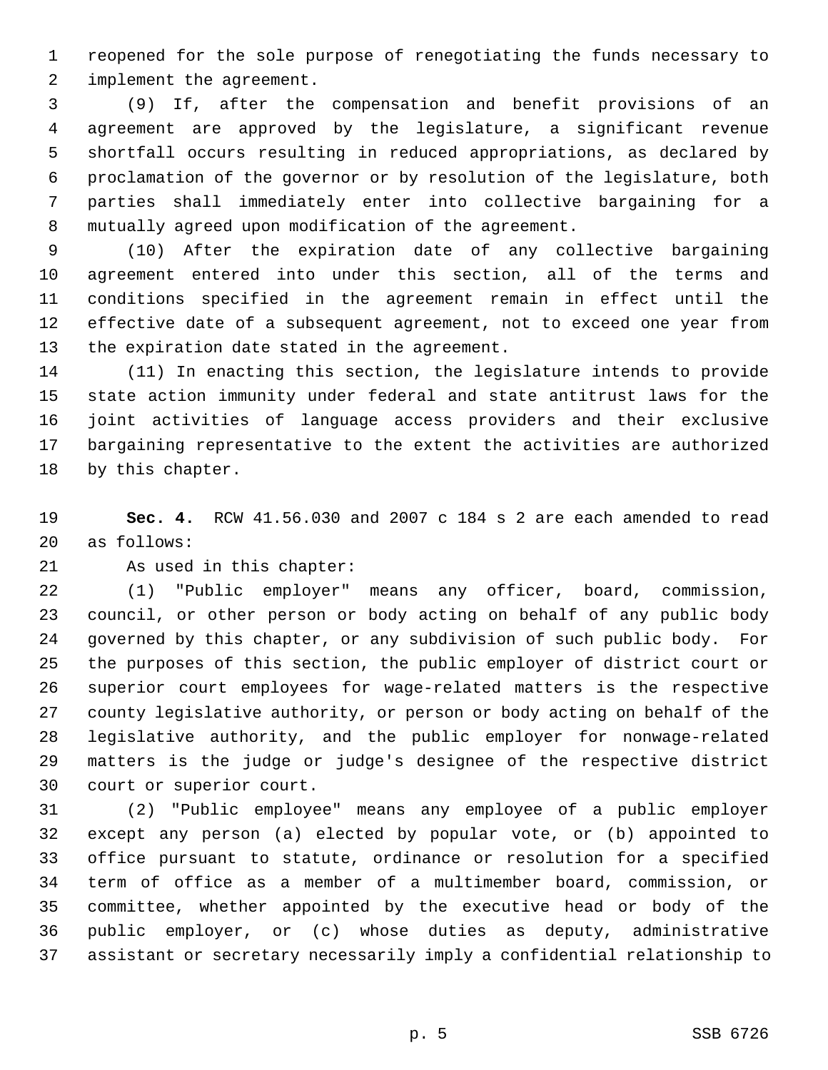reopened for the sole purpose of renegotiating the funds necessary to implement the agreement.

(9) If, after the compensation and benefit provisions of an agreement are approved by the legislature, a significant revenue shortfall occurs resulting in reduced appropriations, as declared by proclamation of the governor or by resolution of the legislature, both parties shall immediately enter into collective bargaining for a mutually agreed upon modification of the agreement.

(10) After the expiration date of any collective bargaining agreement entered into under this section, all of the terms and conditions specified in the agreement remain in effect until the effective date of a subsequent agreement, not to exceed one year from the expiration date stated in the agreement.

(11) In enacting this section, the legislature intends to provide state action immunity under federal and state antitrust laws for the joint activities of language access providers and their exclusive bargaining representative to the extent the activities are authorized by this chapter.

**Sec. 4.** RCW 41.56.030 and 2007 c 184 s 2 are each amended to read as follows:

As used in this chapter:

(1) "Public employer" means any officer, board, commission, council, or other person or body acting on behalf of any public body governed by this chapter, or any subdivision of such public body. For the purposes of this section, the public employer of district court or superior court employees for wage-related matters is the respective county legislative authority, or person or body acting on behalf of the legislative authority, and the public employer for nonwage-related matters is the judge or judge's designee of the respective district court or superior court.

(2) "Public employee" means any employee of a public employer except any person (a) elected by popular vote, or (b) appointed to office pursuant to statute, ordinance or resolution for a specified term of office as a member of a multimember board, commission, or committee, whether appointed by the executive head or body of the public employer, or (c) whose duties as deputy, administrative assistant or secretary necessarily imply a confidential relationship to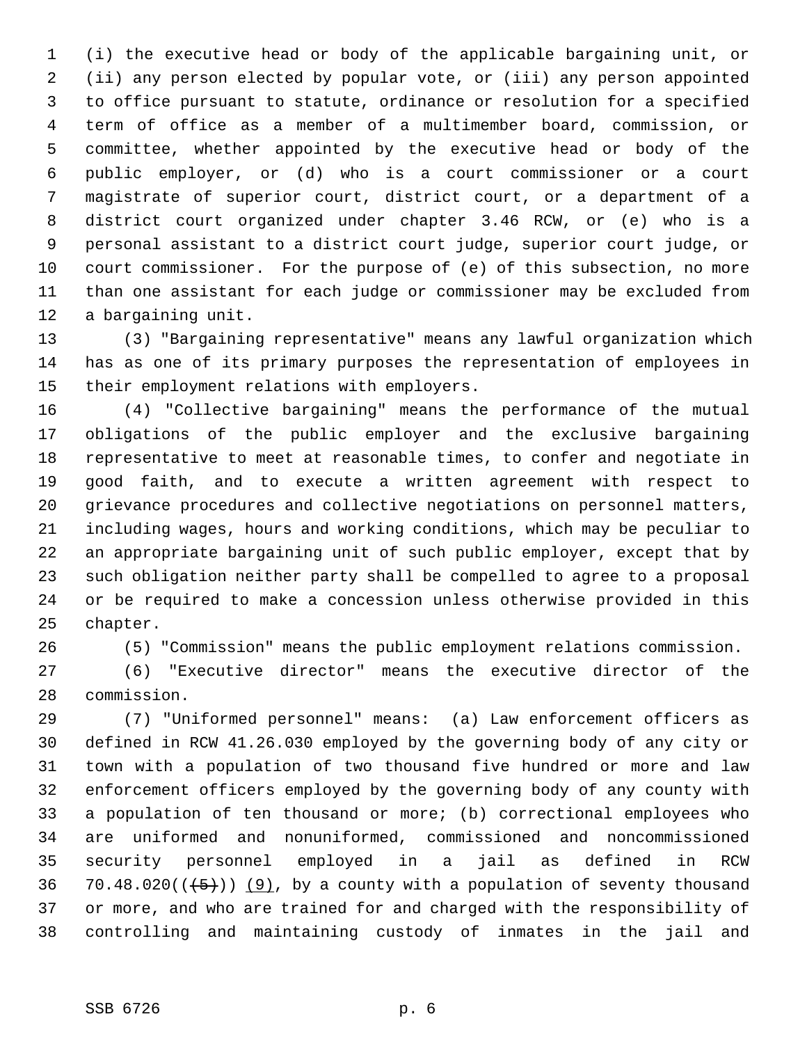(i) the executive head or body of the applicable bargaining unit, or (ii) any person elected by popular vote, or (iii) any person appointed to office pursuant to statute, ordinance or resolution for a specified term of office as a member of a multimember board, commission, or committee, whether appointed by the executive head or body of the public employer, or (d) who is a court commissioner or a court magistrate of superior court, district court, or a department of a district court organized under chapter 3.46 RCW, or (e) who is a personal assistant to a district court judge, superior court judge, or court commissioner. For the purpose of (e) of this subsection, no more than one assistant for each judge or commissioner may be excluded from a bargaining unit.

(3) "Bargaining representative" means any lawful organization which has as one of its primary purposes the representation of employees in their employment relations with employers.

(4) "Collective bargaining" means the performance of the mutual obligations of the public employer and the exclusive bargaining representative to meet at reasonable times, to confer and negotiate in good faith, and to execute a written agreement with respect to grievance procedures and collective negotiations on personnel matters, including wages, hours and working conditions, which may be peculiar to an appropriate bargaining unit of such public employer, except that by such obligation neither party shall be compelled to agree to a proposal or be required to make a concession unless otherwise provided in this chapter.

(5) "Commission" means the public employment relations commission.

(6) "Executive director" means the executive director of the commission.

(7) "Uniformed personnel" means: (a) Law enforcement officers as defined in RCW 41.26.030 employed by the governing body of any city or town with a population of two thousand five hundred or more and law enforcement officers employed by the governing body of any county with a population of ten thousand or more; (b) correctional employees who are uniformed and nonuniformed, commissioned and noncommissioned security personnel employed in a jail as defined in RCW 70.48.020(( ~~(5)~~ )) <u>(9)</u>, by a county with a population of seventy thousand or more, and who are trained for and charged with the responsibility of controlling and maintaining custody of inmates in the jail and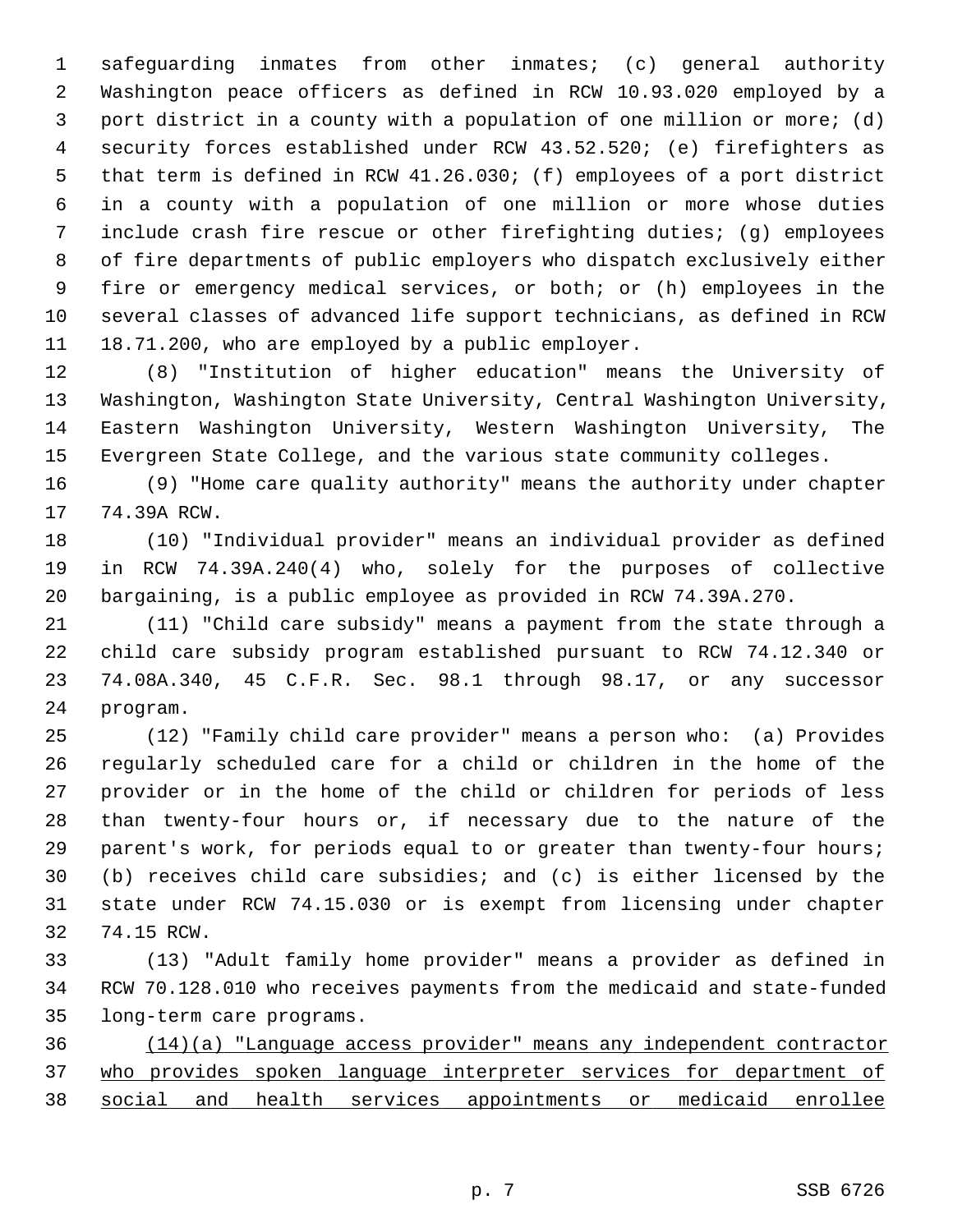safeguarding inmates from other inmates; (c) general authority Washington peace officers as defined in RCW 10.93.020 employed by a port district in a county with a population of one million or more; (d) security forces established under RCW 43.52.520; (e) firefighters as that term is defined in RCW 41.26.030; (f) employees of a port district in a county with a population of one million or more whose duties include crash fire rescue or other firefighting duties; (g) employees of fire departments of public employers who dispatch exclusively either fire or emergency medical services, or both; or (h) employees in the several classes of advanced life support technicians, as defined in RCW 18.71.200, who are employed by a public employer.

(8) "Institution of higher education" means the University of Washington, Washington State University, Central Washington University, Eastern Washington University, Western Washington University, The Evergreen State College, and the various state community colleges.

(9) "Home care quality authority" means the authority under chapter 74.39A RCW.

(10) "Individual provider" means an individual provider as defined in RCW 74.39A.240(4) who, solely for the purposes of collective bargaining, is a public employee as provided in RCW 74.39A.270.

(11) "Child care subsidy" means a payment from the state through a child care subsidy program established pursuant to RCW 74.12.340 or 74.08A.340, 45 C.F.R. Sec. 98.1 through 98.17, or any successor program.

(12) "Family child care provider" means a person who: (a) Provides regularly scheduled care for a child or children in the home of the provider or in the home of the child or children for periods of less than twenty-four hours or, if necessary due to the nature of the parent's work, for periods equal to or greater than twenty-four hours; (b) receives child care subsidies; and (c) is either licensed by the state under RCW 74.15.030 or is exempt from licensing under chapter 74.15 RCW.

(13) "Adult family home provider" means a provider as defined in RCW 70.128.010 who receives payments from the medicaid and state-funded long-term care programs.

<u>(14)(a) "Language access provider" means any independent contractor who provides spoken language interpreter services for department of social and health services appointments or medicaid enrollee</u>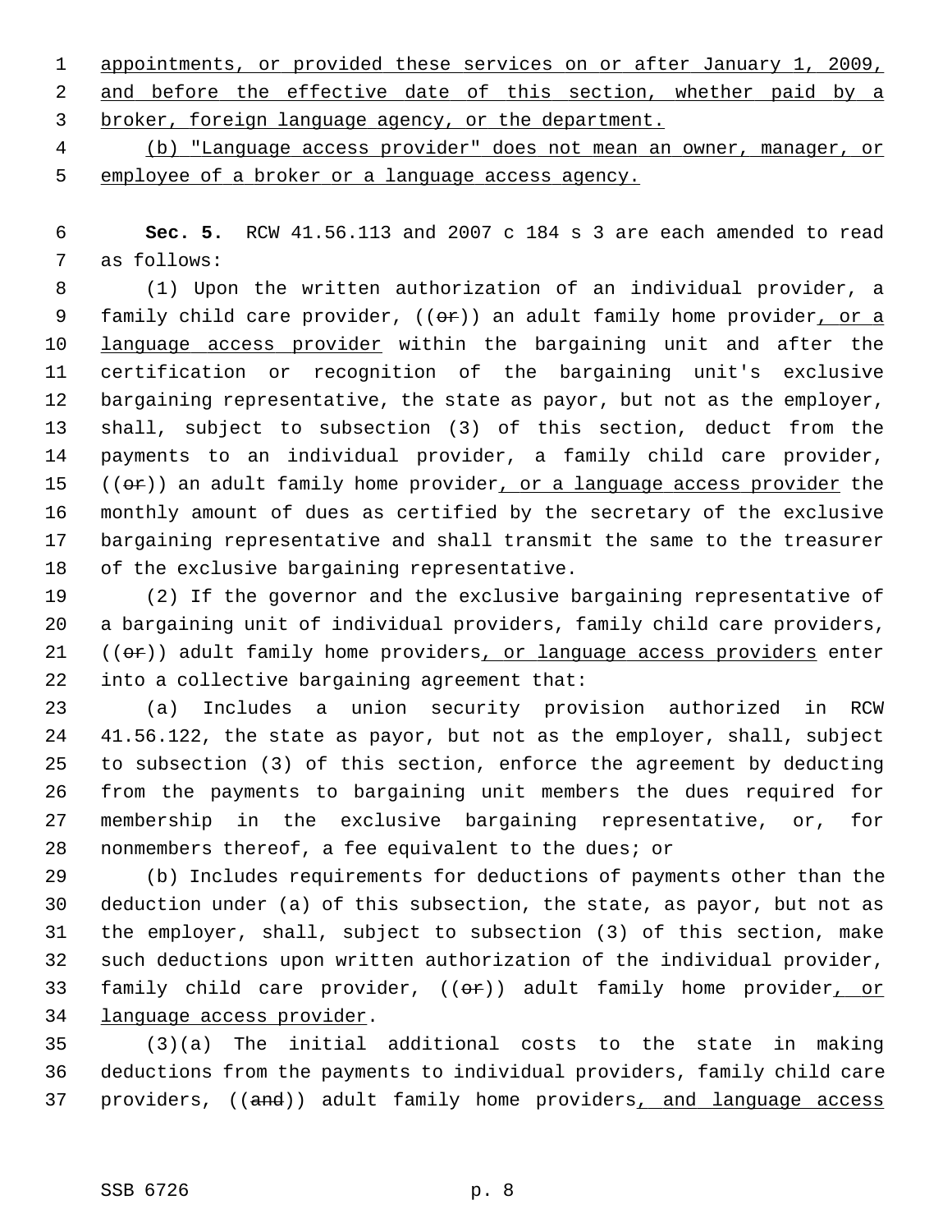appointments, or provided these services on or after January 1, 2009, and before the effective date of this section, whether paid by a broker, foreign language agency, or the department.

(b) "Language access provider" does not mean an owner, manager, or employee of a broker or a language access agency.

**Sec. 5.** RCW 41.56.113 and 2007 c 184 s 3 are each amended to read as follows:

(1) Upon the written authorization of an individual provider, a family child care provider, ((or)) an adult family home provider, or a language access provider within the bargaining unit and after the certification or recognition of the bargaining unit's exclusive bargaining representative, the state as payor, but not as the employer, shall, subject to subsection (3) of this section, deduct from the payments to an individual provider, a family child care provider, ((or)) an adult family home provider, or a language access provider the monthly amount of dues as certified by the secretary of the exclusive bargaining representative and shall transmit the same to the treasurer of the exclusive bargaining representative.

(2) If the governor and the exclusive bargaining representative of a bargaining unit of individual providers, family child care providers, ((or)) adult family home providers, or language access providers enter into a collective bargaining agreement that:

(a) Includes a union security provision authorized in RCW 41.56.122, the state as payor, but not as the employer, shall, subject to subsection (3) of this section, enforce the agreement by deducting from the payments to bargaining unit members the dues required for membership in the exclusive bargaining representative, or, for nonmembers thereof, a fee equivalent to the dues; or

(b) Includes requirements for deductions of payments other than the deduction under (a) of this subsection, the state, as payor, but not as the employer, shall, subject to subsection (3) of this section, make such deductions upon written authorization of the individual provider, family child care provider, ((or)) adult family home provider, or language access provider.

(3)(a) The initial additional costs to the state in making deductions from the payments to individual providers, family child care providers, ((and)) adult family home providers, and language access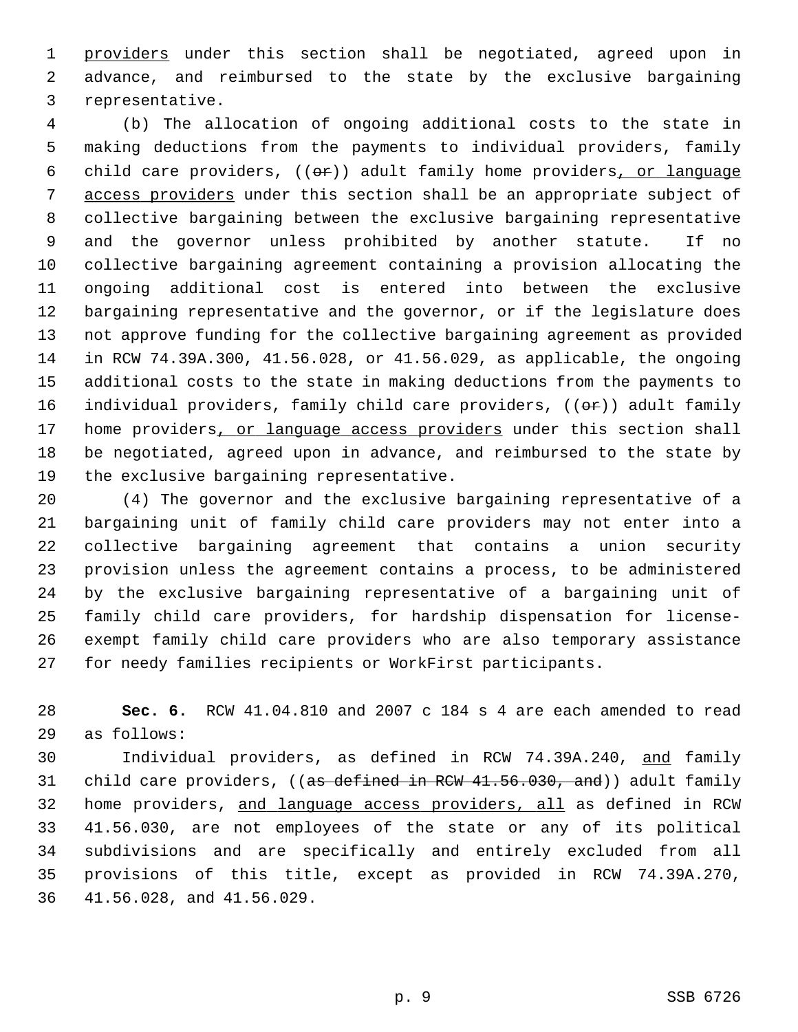providers under this section shall be negotiated, agreed upon in advance, and reimbursed to the state by the exclusive bargaining representative.

(b) The allocation of ongoing additional costs to the state in making deductions from the payments to individual providers, family child care providers, ((~~or~~)) adult family home providers, or language access providers under this section shall be an appropriate subject of collective bargaining between the exclusive bargaining representative and the governor unless prohibited by another statute. If no collective bargaining agreement containing a provision allocating the ongoing additional cost is entered into between the exclusive bargaining representative and the governor, or if the legislature does not approve funding for the collective bargaining agreement as provided in RCW 74.39A.300, 41.56.028, or 41.56.029, as applicable, the ongoing additional costs to the state in making deductions from the payments to individual providers, family child care providers, ((~~or~~)) adult family home providers, or language access providers under this section shall be negotiated, agreed upon in advance, and reimbursed to the state by the exclusive bargaining representative.

(4) The governor and the exclusive bargaining representative of a bargaining unit of family child care providers may not enter into a collective bargaining agreement that contains a union security provision unless the agreement contains a process, to be administered by the exclusive bargaining representative of a bargaining unit of family child care providers, for hardship dispensation for license-exempt family child care providers who are also temporary assistance for needy families recipients or WorkFirst participants.

**Sec. 6.** RCW 41.04.810 and 2007 c 184 s 4 are each amended to read as follows:

Individual providers, as defined in RCW 74.39A.240, and family child care providers, ((~~as defined in RCW 41.56.030, and~~)) adult family home providers, and language access providers, all as defined in RCW 41.56.030, are not employees of the state or any of its political subdivisions and are specifically and entirely excluded from all provisions of this title, except as provided in RCW 74.39A.270, 41.56.028, and 41.56.029.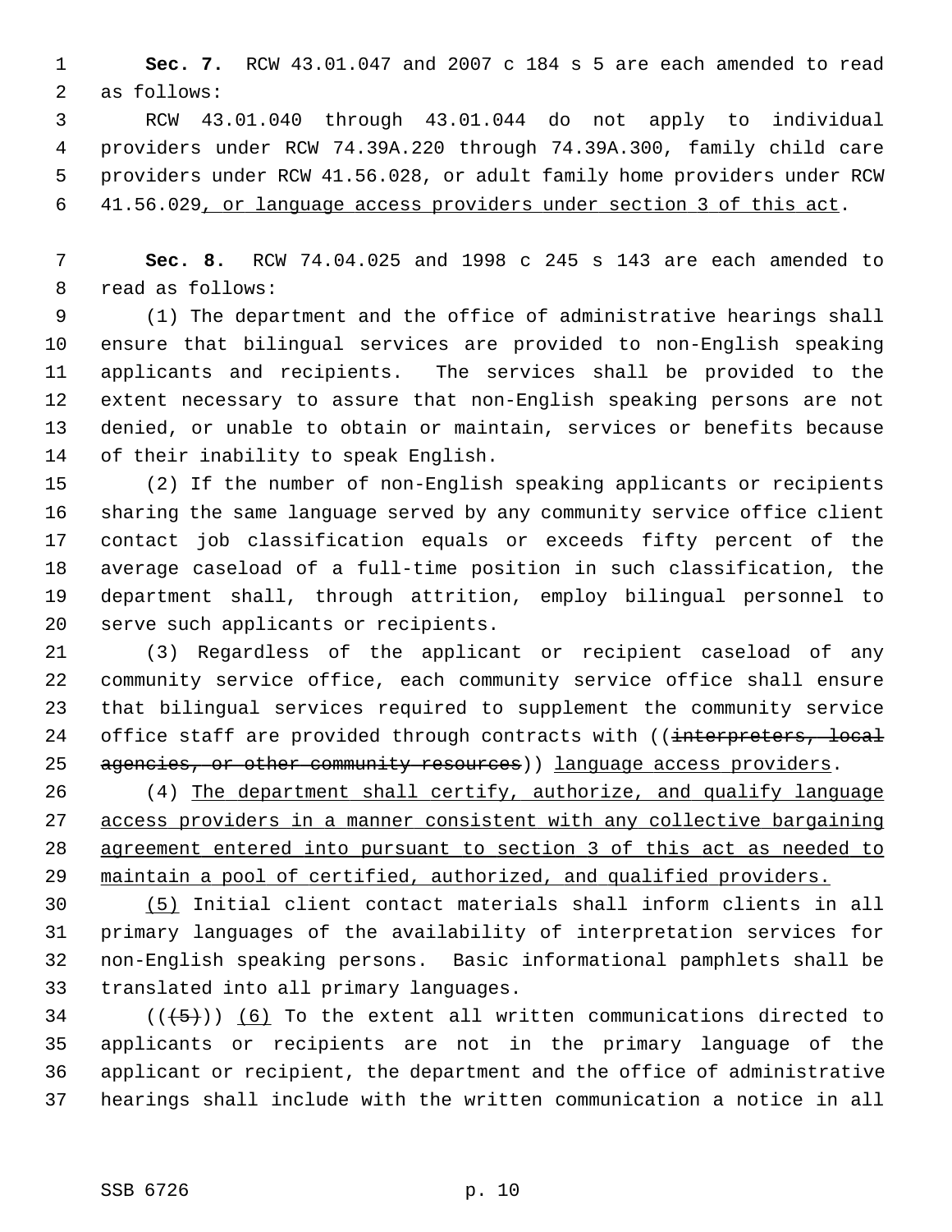**Sec. 7.** RCW 43.01.047 and 2007 c 184 s 5 are each amended to read as follows:

RCW 43.01.040 through 43.01.044 do not apply to individual providers under RCW 74.39A.220 through 74.39A.300, family child care providers under RCW 41.56.028, or adult family home providers under RCW 41.56.029<u>, or language access providers under section 3 of this act</u>.

**Sec. 8.** RCW 74.04.025 and 1998 c 245 s 143 are each amended to read as follows:

(1) The department and the office of administrative hearings shall ensure that bilingual services are provided to non-English speaking applicants and recipients. The services shall be provided to the extent necessary to assure that non-English speaking persons are not denied, or unable to obtain or maintain, services or benefits because of their inability to speak English.

(2) If the number of non-English speaking applicants or recipients sharing the same language served by any community service office client contact job classification equals or exceeds fifty percent of the average caseload of a full-time position in such classification, the department shall, through attrition, employ bilingual personnel to serve such applicants or recipients.

(3) Regardless of the applicant or recipient caseload of any community service office, each community service office shall ensure that bilingual services required to supplement the community service office staff are provided through contracts with ((~~interpreters, local agencies, or other community resources~~)) <u>language access providers</u>.

(4) <u>The department shall certify, authorize, and qualify language access providers in a manner consistent with any collective bargaining agreement entered into pursuant to section 3 of this act as needed to maintain a pool of certified, authorized, and qualified providers.</u>

<u>(5)</u> Initial client contact materials shall inform clients in all primary languages of the availability of interpretation services for non-English speaking persons. Basic informational pamphlets shall be translated into all primary languages.

((~~(5)~~)) <u>(6)</u> To the extent all written communications directed to applicants or recipients are not in the primary language of the applicant or recipient, the department and the office of administrative hearings shall include with the written communication a notice in all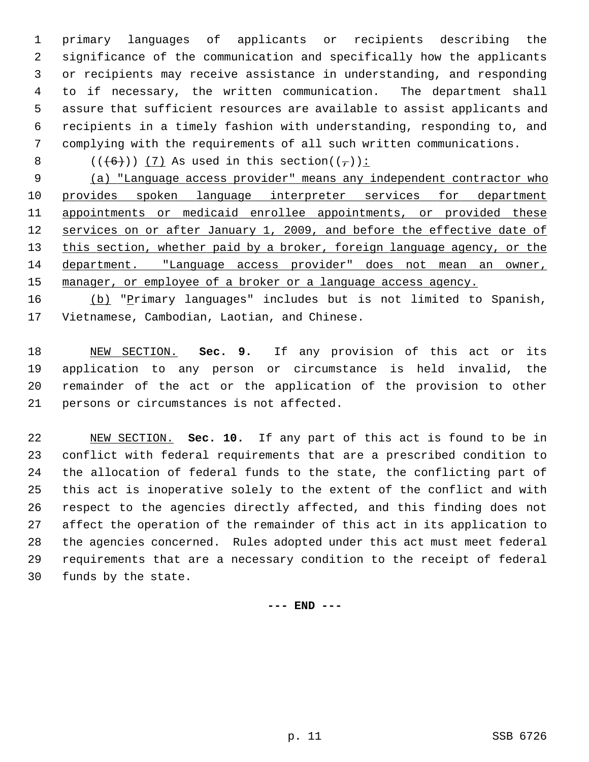primary languages of applicants or recipients describing the significance of the communication and specifically how the applicants or recipients may receive assistance in understanding, and responding to if necessary, the written communication. The department shall assure that sufficient resources are available to assist applicants and recipients in a timely fashion with understanding, responding to, and complying with the requirements of all such written communications.

(((6))) (7) As used in this section((,)):

(a) "Language access provider" means any independent contractor who provides spoken language interpreter services for department appointments or medicaid enrollee appointments, or provided these services on or after January 1, 2009, and before the effective date of this section, whether paid by a broker, foreign language agency, or the department. "Language access provider" does not mean an owner, manager, or employee of a broker or a language access agency.

(b) "Primary languages" includes but is not limited to Spanish, Vietnamese, Cambodian, Laotian, and Chinese.

NEW SECTION. **Sec. 9.** If any provision of this act or its application to any person or circumstance is held invalid, the remainder of the act or the application of the provision to other persons or circumstances is not affected.

NEW SECTION. **Sec. 10.** If any part of this act is found to be in conflict with federal requirements that are a prescribed condition to the allocation of federal funds to the state, the conflicting part of this act is inoperative solely to the extent of the conflict and with respect to the agencies directly affected, and this finding does not affect the operation of the remainder of this act in its application to the agencies concerned. Rules adopted under this act must meet federal requirements that are a necessary condition to the receipt of federal funds by the state.

**--- END ---**